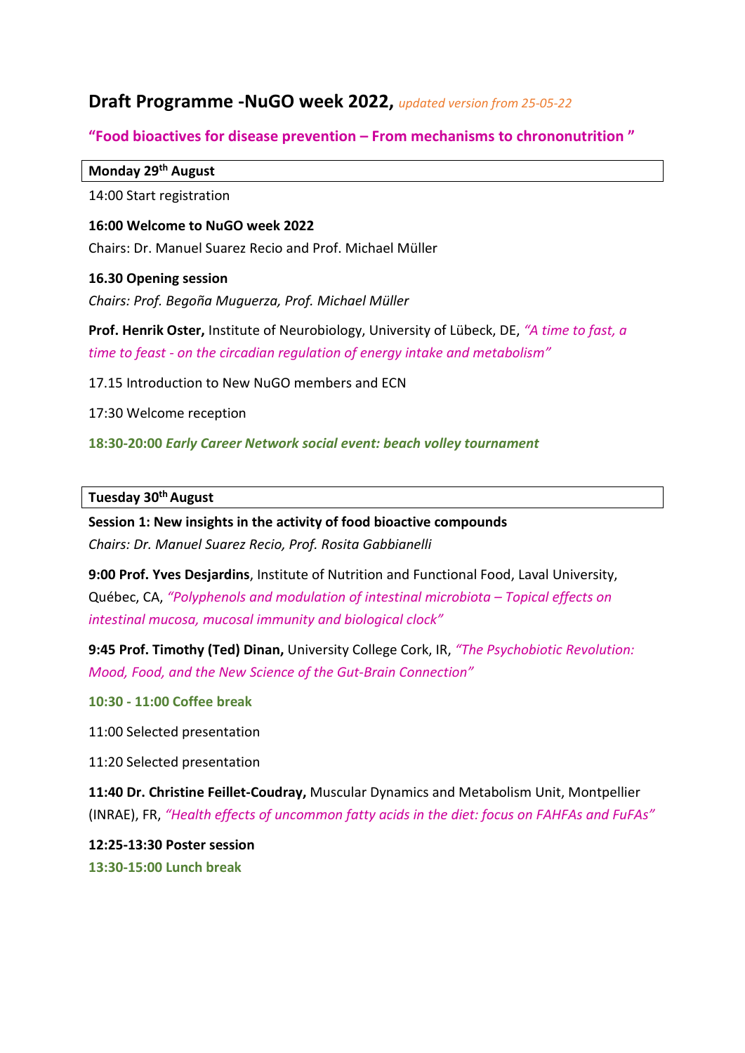# Draft Programme -NuGO week 2022, *updated version from 25-05-22*

## "Food bioactives for disease prevention – From mechanisms to chrononutrition "

**Monday 29th August**

14:00 Start registration

**16:00 Welcome to NuGO week 2022**

Chairs: Dr. Manuel Suarez Recio and Prof. Michael Müller

**16.30 Opening session**

*Chairs: Prof. Begoña Muguerza, Prof. Michael Müller*

**Prof. Henrik Oster,** Institute of Neurobiology, University of Lübeck, DE, *"A time to fast, a time to feast - on the circadian regulation of energy intake and metabolism"*

17.15 Introduction to New NuGO members and ECN

17:30 Welcome reception

**18:30-20:00 *Early Career Network social event: beach volley tournament***

**Tuesday 30th August**

**Session 1: New insights in the activity of food bioactive compounds**

*Chairs: Dr. Manuel Suarez Recio, Prof. Rosita Gabbianelli*

**9:00 Prof. Yves Desjardins**, Institute of Nutrition and Functional Food, Laval University, Québec, CA, *"Polyphenols and modulation of intestinal microbiota – Topical effects on intestinal mucosa, mucosal immunity and biological clock"*

**9:45 Prof. Timothy (Ted) Dinan,** University College Cork, IR, *"The Psychobiotic Revolution: Mood, Food, and the New Science of the Gut-Brain Connection"*

**10:30 - 11:00 Coffee break**

11:00 Selected presentation

11:20 Selected presentation

**11:40 Dr. Christine Feillet-Coudray,** Muscular Dynamics and Metabolism Unit, Montpellier (INRAE), FR, *"Health effects of uncommon fatty acids in the diet: focus on FAHFAs and FuFAs"*

**12:25-13:30 Poster session**

**13:30-15:00 Lunch break**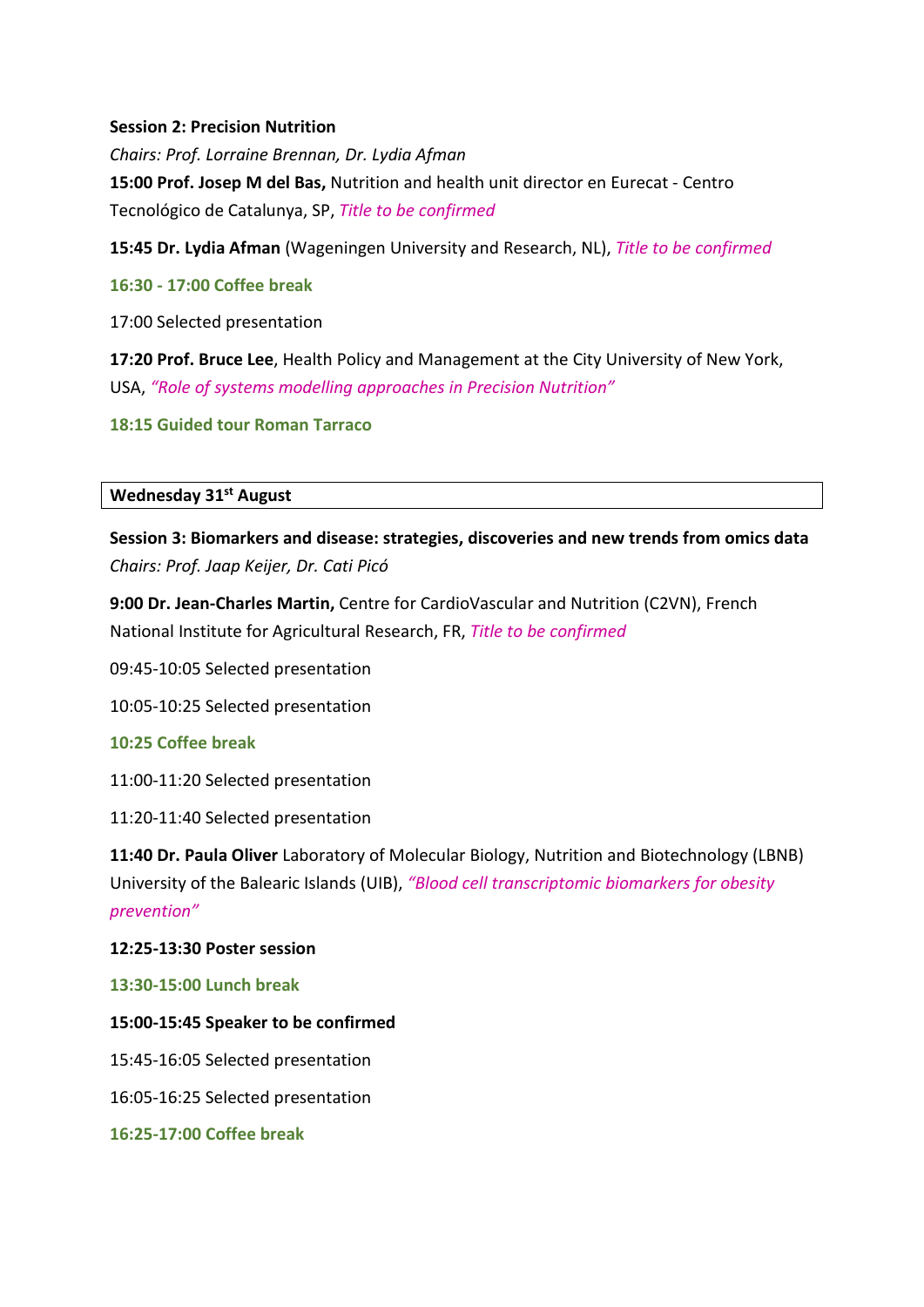**Session 2: Precision Nutrition**

*Chairs: Prof. Lorraine Brennan, Dr. Lydia Afman*

**15:00 Prof. Josep M del Bas,** Nutrition and health unit director en Eurecat - Centro Tecnológico de Catalunya, SP, *Title to be confirmed*

**15:45 Dr. Lydia Afman** (Wageningen University and Research, NL), *Title to be confirmed*

**16:30 - 17:00 Coffee break**

17:00 Selected presentation

**17:20 Prof. Bruce Lee**, Health Policy and Management at the City University of New York, USA, *"Role of systems modelling approaches in Precision Nutrition"*

**18:15 Guided tour Roman Tarraco**

**Wednesday 31st August**

**Session 3: Biomarkers and disease: strategies, discoveries and new trends from omics data**

*Chairs: Prof. Jaap Keijer, Dr. Cati Picó*

**9:00 Dr. Jean-Charles Martin,** Centre for CardioVascular and Nutrition (C2VN), French National Institute for Agricultural Research, FR, *Title to be confirmed*

09:45-10:05 Selected presentation

10:05-10:25 Selected presentation

**10:25 Coffee break**

11:00-11:20 Selected presentation

11:20-11:40 Selected presentation

**11:40 Dr. Paula Oliver** Laboratory of Molecular Biology, Nutrition and Biotechnology (LBNB) University of the Balearic Islands (UIB), *"Blood cell transcriptomic biomarkers for obesity prevention"*

**12:25-13:30 Poster session**

**13:30-15:00 Lunch break**

**15:00-15:45 Speaker to be confirmed**

15:45-16:05 Selected presentation

16:05-16:25 Selected presentation

**16:25-17:00 Coffee break**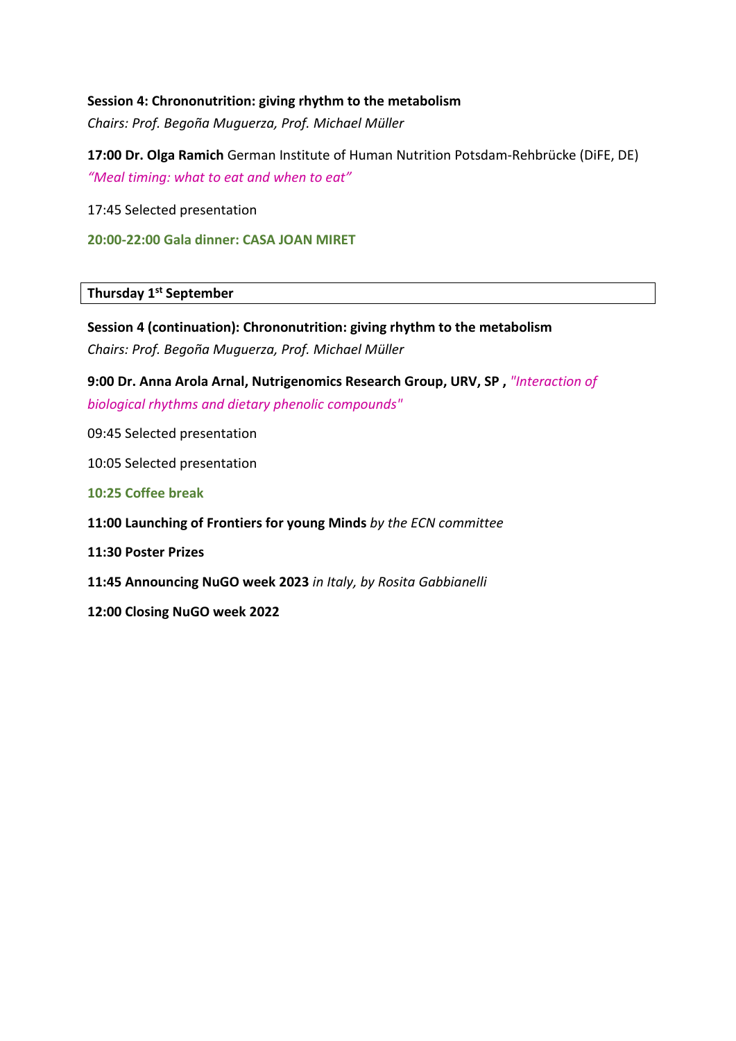**Session 4: Chrononutrition: giving rhythm to the metabolism**

*Chairs: Prof. Begoña Muguerza, Prof. Michael Müller*

**17:00 Dr. Olga Ramich** German Institute of Human Nutrition Potsdam-Rehbrücke (DiFE, DE)
*"Meal timing: what to eat and when to eat"*

17:45 Selected presentation

**20:00-22:00 Gala dinner: CASA JOAN MIRET**

**Thursday 1st September**

**Session 4 (continuation): Chrononutrition: giving rhythm to the metabolism**

*Chairs: Prof. Begoña Muguerza, Prof. Michael Müller*

**9:00 Dr. Anna Arola Arnal, Nutrigenomics Research Group, URV, SP ,** *"Interaction of biological rhythms and dietary phenolic compounds"*

09:45 Selected presentation

10:05 Selected presentation

**10:25 Coffee break**

**11:00 Launching of Frontiers for young Minds** *by the ECN committee*

**11:30 Poster Prizes**

**11:45 Announcing NuGO week 2023** *in Italy, by Rosita Gabbianelli*

**12:00 Closing NuGO week 2022**